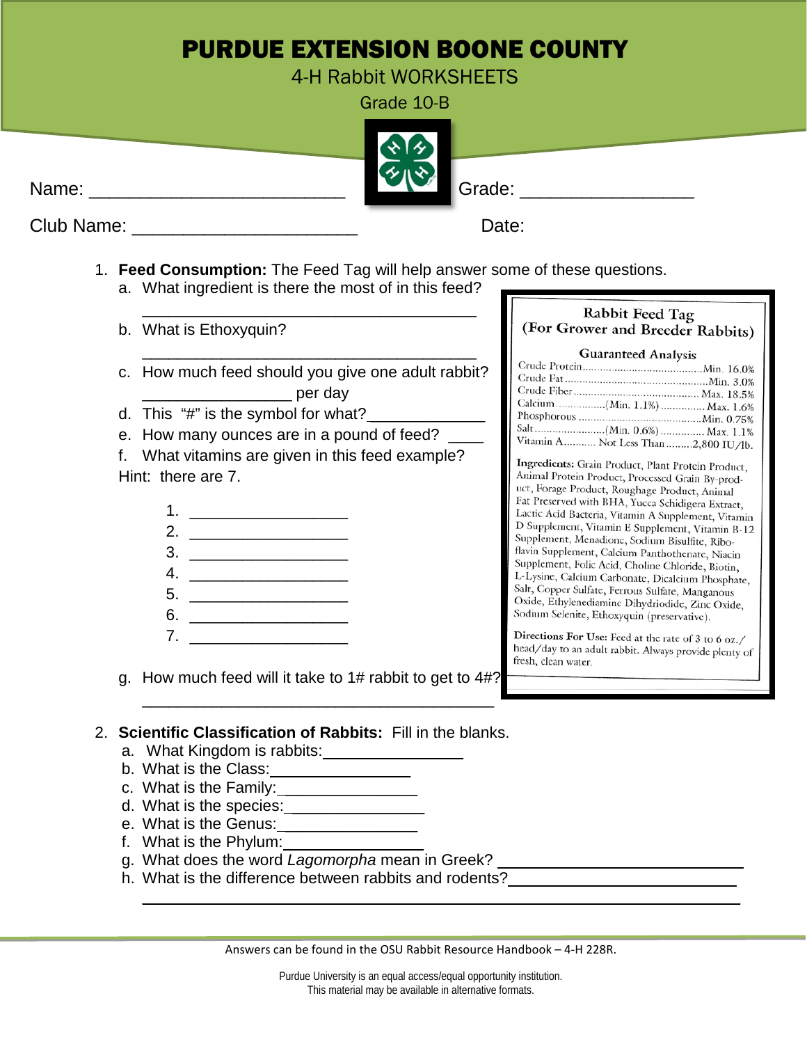# PURDUE EXTENSION BOONE COUNTY

4-H Rabbit WORKSHEETS

Grade 10-B

Name: ________________________ Grade: ________________

Club Name: ______________________ Date:

1. **Feed Consumption:** The Feed Tag will help answer some of these questions.
   a. What ingredient is there the most of in this feed?
   ______________________________________
   b. What is Ethoxyquin?
   ______________________________________
   c. How much feed should you give one adult rabbit?
   ________________ per day
   d. This "#" is the symbol for what?_____________
   e. How many ounces are in a pound of feed? ____
   f. What vitamins are given in this feed example?
   Hint: there are 7.
      1. __________________
      2. __________________
      3. __________________
      4. __________________
      5. __________________
      6. __________________
      7. __________________
   g. How much feed will it take to 1# rabbit to get to 4#?
   ______________________________________

**Rabbit Feed Tag**
**(For Grower and Breeder Rabbits)**

**Guaranteed Analysis**

| | |
|---|---|
| Crude Protein | Min. 16.0% |
| Crude Fat | Min. 3.0% |
| Crude Fiber | Max. 18.5% |
| Calcium (Min. 1.1%) | Max. 1.6% |
| Phosphorous | Min. 0.75% |
| Salt (Min. 0.6%) | Max. 1.1% |
| Vitamin A Not Less Than | 2,800 IU/lb. |

**Ingredients:** Grain Product, Plant Protein Product, Animal Protein Product, Processed Grain By-product, Forage Product, Roughage Product, Animal Fat Preserved with BHA, Yucca Schidigera Extract, Lactic Acid Bacteria, Vitamin A Supplement, Vitamin D Supplement, Vitamin E Supplement, Vitamin B-12 Supplement, Menadione, Sodium Bisulfite, Riboflavin Supplement, Calcium Panthothenate, Niacin Supplement, Folic Acid, Choline Chloride, Biotin, L-Lysine, Calcium Carbonate, Dicalcium Phosphate, Salt, Copper Sulfate, Ferrous Sulfate, Manganous Oxide, Ethylenediamine Dihydriodide, Zinc Oxide, Sodium Selenite, Ethoxyquin (preservative).

**Directions For Use:** Feed at the rate of 3 to 6 oz./head/day to an adult rabbit. Always provide plenty of fresh, clean water.

2. **Scientific Classification of Rabbits:** Fill in the blanks.
   a. What Kingdom is rabbits:________________
   b. What is the Class:________________
   c. What is the Family:________________
   d. What is the species:________________
   e. What is the Genus:________________
   f. What is the Phylum:________________
   g. What does the word *Lagomorpha* mean in Greek? ____________________________
   h. What is the difference between rabbits and rodents?__________________________
   ______________________________________________________________

Answers can be found in the OSU Rabbit Resource Handbook – 4-H 228R.

Purdue University is an equal access/equal opportunity institution.
This material may be available in alternative formats.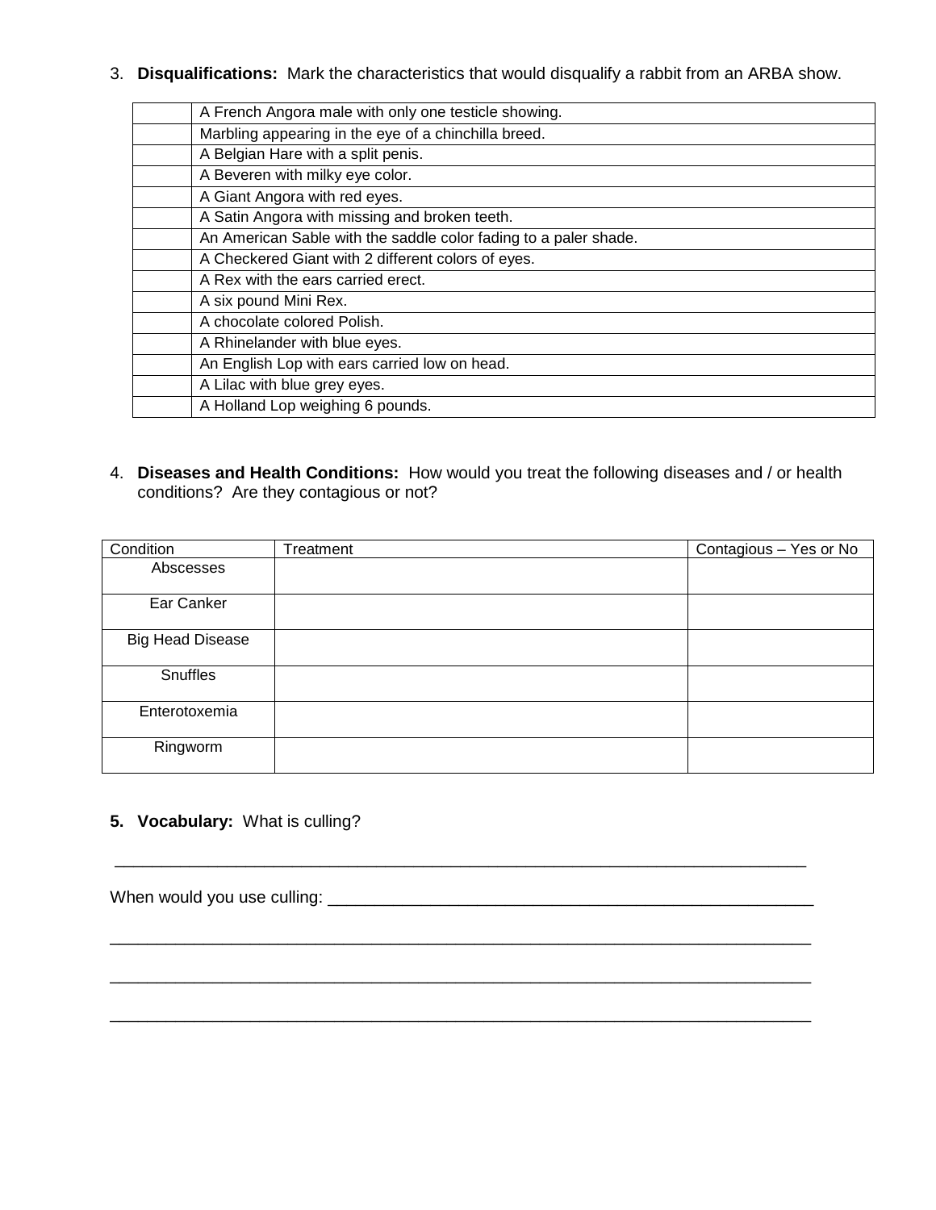3. **Disqualifications:** Mark the characteristics that would disqualify a rabbit from an ARBA show.

| | |
|---|---|
| | A French Angora male with only one testicle showing. |
| | Marbling appearing in the eye of a chinchilla breed. |
| | A Belgian Hare with a split penis. |
| | A Beveren with milky eye color. |
| | A Giant Angora with red eyes. |
| | A Satin Angora with missing and broken teeth. |
| | An American Sable with the saddle color fading to a paler shade. |
| | A Checkered Giant with 2 different colors of eyes. |
| | A Rex with the ears carried erect. |
| | A six pound Mini Rex. |
| | A chocolate colored Polish. |
| | A Rhinelander with blue eyes. |
| | An English Lop with ears carried low on head. |
| | A Lilac with blue grey eyes. |
| | A Holland Lop weighing 6 pounds. |

4. **Diseases and Health Conditions:** How would you treat the following diseases and / or health conditions? Are they contagious or not?

| Condition | Treatment | Contagious – Yes or No |
|---|---|---|
| Abscesses | | |
| Ear Canker | | |
| Big Head Disease | | |
| Snuffles | | |
| Enterotoxemia | | |
| Ringworm | | |

5. **Vocabulary:** What is culling?

___________________________________________________________________________

When would you use culling: _______________________________________________

___________________________________________________________________________

___________________________________________________________________________

___________________________________________________________________________